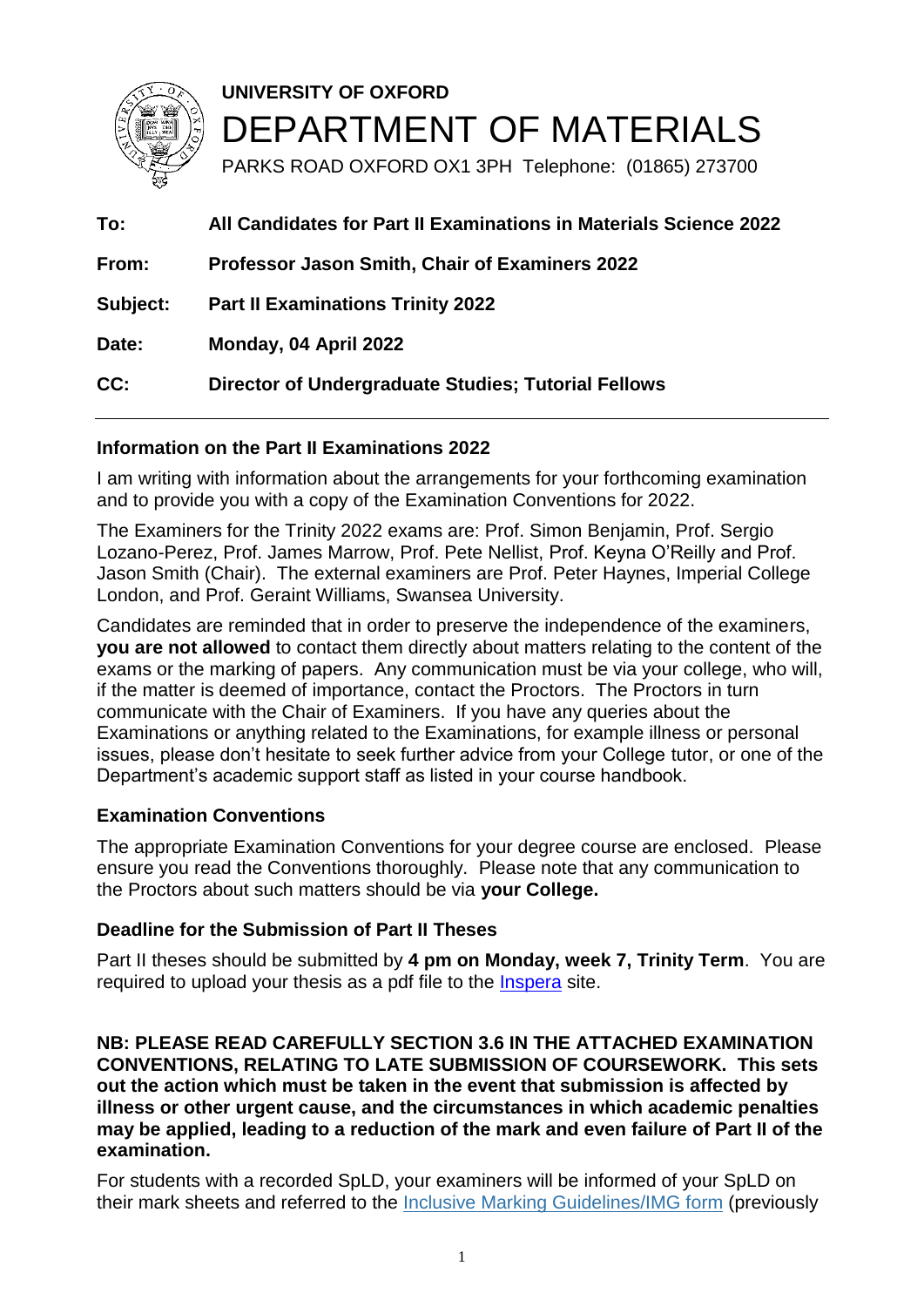**UNIVERSITY OF OXFORD**

# DEPARTMENT OF MATERIALS

PARKS ROAD OXFORD OX1 3PH Telephone: (01865) 273700

| | |
|---|---|
| **To:** | **All Candidates for Part II Examinations in Materials Science 2022** |
| **From:** | **Professor Jason Smith, Chair of Examiners 2022** |
| **Subject:** | **Part II Examinations Trinity 2022** |
| **Date:** | **Monday, 04 April 2022** |
| **CC:** | **Director of Undergraduate Studies; Tutorial Fellows** |

## Information on the Part II Examinations 2022

I am writing with information about the arrangements for your forthcoming examination and to provide you with a copy of the Examination Conventions for 2022.

The Examiners for the Trinity 2022 exams are: Prof. Simon Benjamin, Prof. Sergio Lozano-Perez, Prof. James Marrow, Prof. Pete Nellist, Prof. Keyna O'Reilly and Prof. Jason Smith (Chair). The external examiners are Prof. Peter Haynes, Imperial College London, and Prof. Geraint Williams, Swansea University.

Candidates are reminded that in order to preserve the independence of the examiners, **you are not allowed** to contact them directly about matters relating to the content of the exams or the marking of papers. Any communication must be via your college, who will, if the matter is deemed of importance, contact the Proctors. The Proctors in turn communicate with the Chair of Examiners. If you have any queries about the Examinations or anything related to the Examinations, for example illness or personal issues, please don't hesitate to seek further advice from your College tutor, or one of the Department's academic support staff as listed in your course handbook.

## Examination Conventions

The appropriate Examination Conventions for your degree course are enclosed. Please ensure you read the Conventions thoroughly. Please note that any communication to the Proctors about such matters should be via **your College.**

## Deadline for the Submission of Part II Theses

Part II theses should be submitted by **4 pm on Monday, week 7, Trinity Term**. You are required to upload your thesis as a pdf file to the Inspera site.

**NB: PLEASE READ CAREFULLY SECTION 3.6 IN THE ATTACHED EXAMINATION CONVENTIONS, RELATING TO LATE SUBMISSION OF COURSEWORK. This sets out the action which must be taken in the event that submission is affected by illness or other urgent cause, and the circumstances in which academic penalties may be applied, leading to a reduction of the mark and even failure of Part II of the examination.**

For students with a recorded SpLD, your examiners will be informed of your SpLD on their mark sheets and referred to the Inclusive Marking Guidelines/IMG form (previously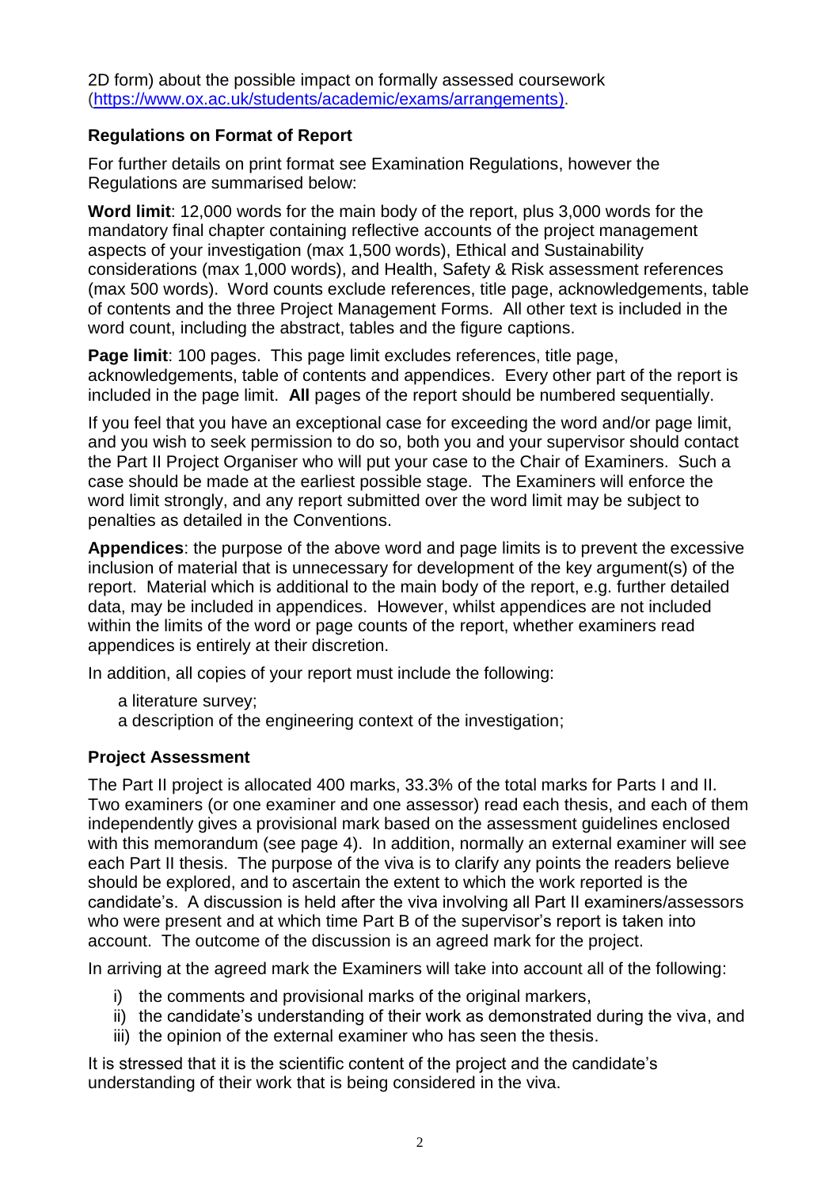2D form) about the possible impact on formally assessed coursework (https://www.ox.ac.uk/students/academic/exams/arrangements).

### Regulations on Format of Report

For further details on print format see Examination Regulations, however the Regulations are summarised below:

**Word limit**: 12,000 words for the main body of the report, plus 3,000 words for the mandatory final chapter containing reflective accounts of the project management aspects of your investigation (max 1,500 words), Ethical and Sustainability considerations (max 1,000 words), and Health, Safety & Risk assessment references (max 500 words). Word counts exclude references, title page, acknowledgements, table of contents and the three Project Management Forms. All other text is included in the word count, including the abstract, tables and the figure captions.

**Page limit**: 100 pages. This page limit excludes references, title page, acknowledgements, table of contents and appendices. Every other part of the report is included in the page limit. **All** pages of the report should be numbered sequentially.

If you feel that you have an exceptional case for exceeding the word and/or page limit, and you wish to seek permission to do so, both you and your supervisor should contact the Part II Project Organiser who will put your case to the Chair of Examiners. Such a case should be made at the earliest possible stage. The Examiners will enforce the word limit strongly, and any report submitted over the word limit may be subject to penalties as detailed in the Conventions.

**Appendices**: the purpose of the above word and page limits is to prevent the excessive inclusion of material that is unnecessary for development of the key argument(s) of the report. Material which is additional to the main body of the report, e.g. further detailed data, may be included in appendices. However, whilst appendices are not included within the limits of the word or page counts of the report, whether examiners read appendices is entirely at their discretion.

In addition, all copies of your report must include the following:

a literature survey;
a description of the engineering context of the investigation;

### Project Assessment

The Part II project is allocated 400 marks, 33.3% of the total marks for Parts I and II. Two examiners (or one examiner and one assessor) read each thesis, and each of them independently gives a provisional mark based on the assessment guidelines enclosed with this memorandum (see page 4). In addition, normally an external examiner will see each Part II thesis. The purpose of the viva is to clarify any points the readers believe should be explored, and to ascertain the extent to which the work reported is the candidate's. A discussion is held after the viva involving all Part II examiners/assessors who were present and at which time Part B of the supervisor's report is taken into account. The outcome of the discussion is an agreed mark for the project.

In arriving at the agreed mark the Examiners will take into account all of the following:

i) the comments and provisional marks of the original markers,
ii) the candidate's understanding of their work as demonstrated during the viva, and
iii) the opinion of the external examiner who has seen the thesis.

It is stressed that it is the scientific content of the project and the candidate's understanding of their work that is being considered in the viva.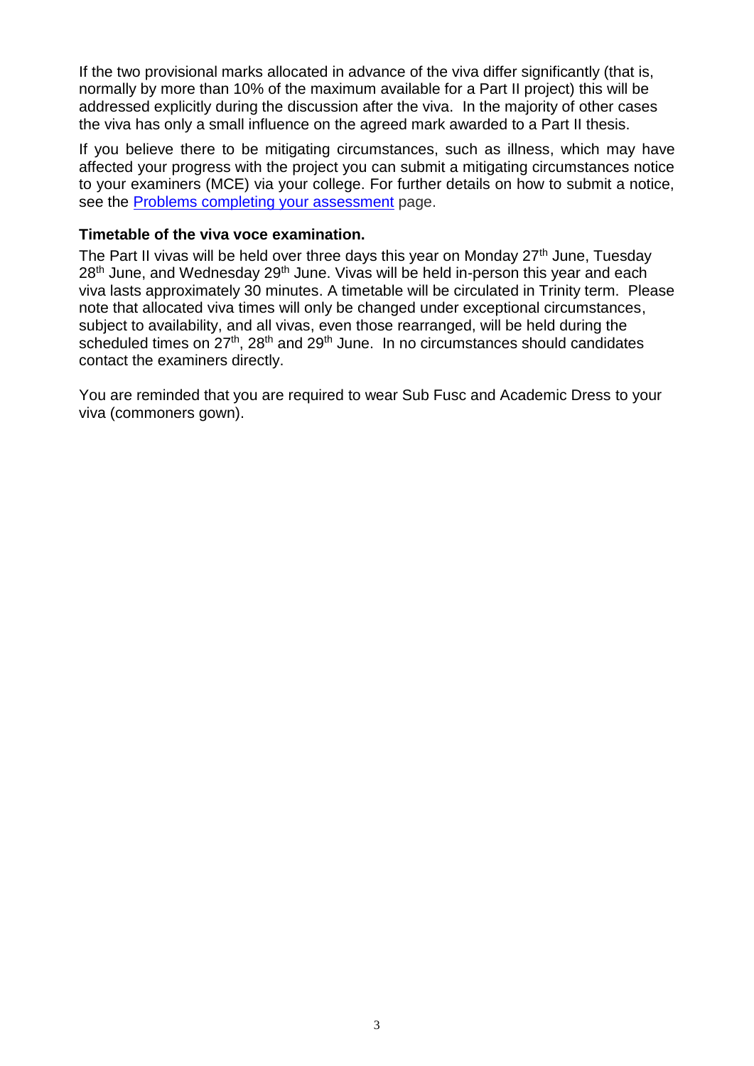If the two provisional marks allocated in advance of the viva differ significantly (that is, normally by more than 10% of the maximum available for a Part II project) this will be addressed explicitly during the discussion after the viva. In the majority of other cases the viva has only a small influence on the agreed mark awarded to a Part II thesis.

If you believe there to be mitigating circumstances, such as illness, which may have affected your progress with the project you can submit a mitigating circumstances notice to your examiners (MCE) via your college. For further details on how to submit a notice, see the [Problems completing your assessment] page.

**Timetable of the viva voce examination.**

The Part II vivas will be held over three days this year on Monday 27th June, Tuesday 28th June, and Wednesday 29th June. Vivas will be held in-person this year and each viva lasts approximately 30 minutes. A timetable will be circulated in Trinity term. Please note that allocated viva times will only be changed under exceptional circumstances, subject to availability, and all vivas, even those rearranged, will be held during the scheduled times on 27th, 28th and 29th June. In no circumstances should candidates contact the examiners directly.

You are reminded that you are required to wear Sub Fusc and Academic Dress to your viva (commoners gown).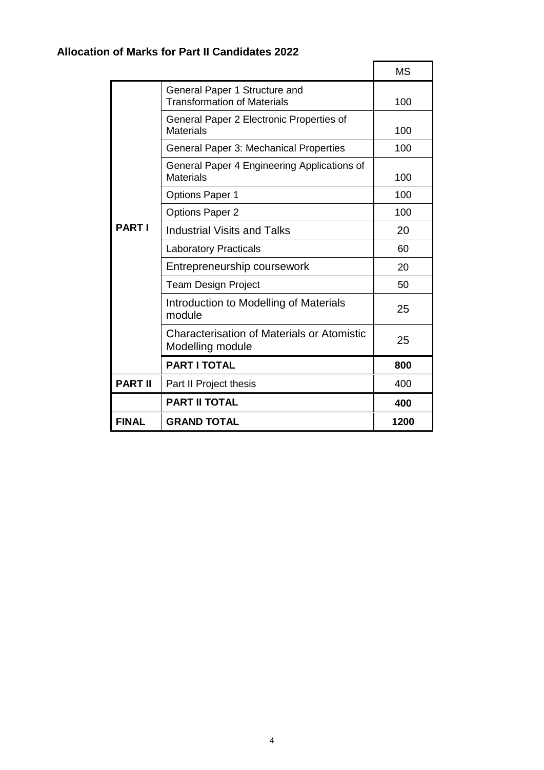**Allocation of Marks for Part II Candidates 2022**

| | | MS |
|---|---|---|
| **PART I** | General Paper 1 Structure and Transformation of Materials | 100 |
| | General Paper 2 Electronic Properties of Materials | 100 |
| | General Paper 3: Mechanical Properties | 100 |
| | General Paper 4 Engineering Applications of Materials | 100 |
| | Options Paper 1 | 100 |
| | Options Paper 2 | 100 |
| | Industrial Visits and Talks | 20 |
| | Laboratory Practicals | 60 |
| | Entrepreneurship coursework | 20 |
| | Team Design Project | 50 |
| | Introduction to Modelling of Materials module | 25 |
| | Characterisation of Materials or Atomistic Modelling module | 25 |
| | **PART I TOTAL** | **800** |
| **PART II** | Part II Project thesis | 400 |
| | **PART II TOTAL** | **400** |
| **FINAL** | **GRAND TOTAL** | **1200** |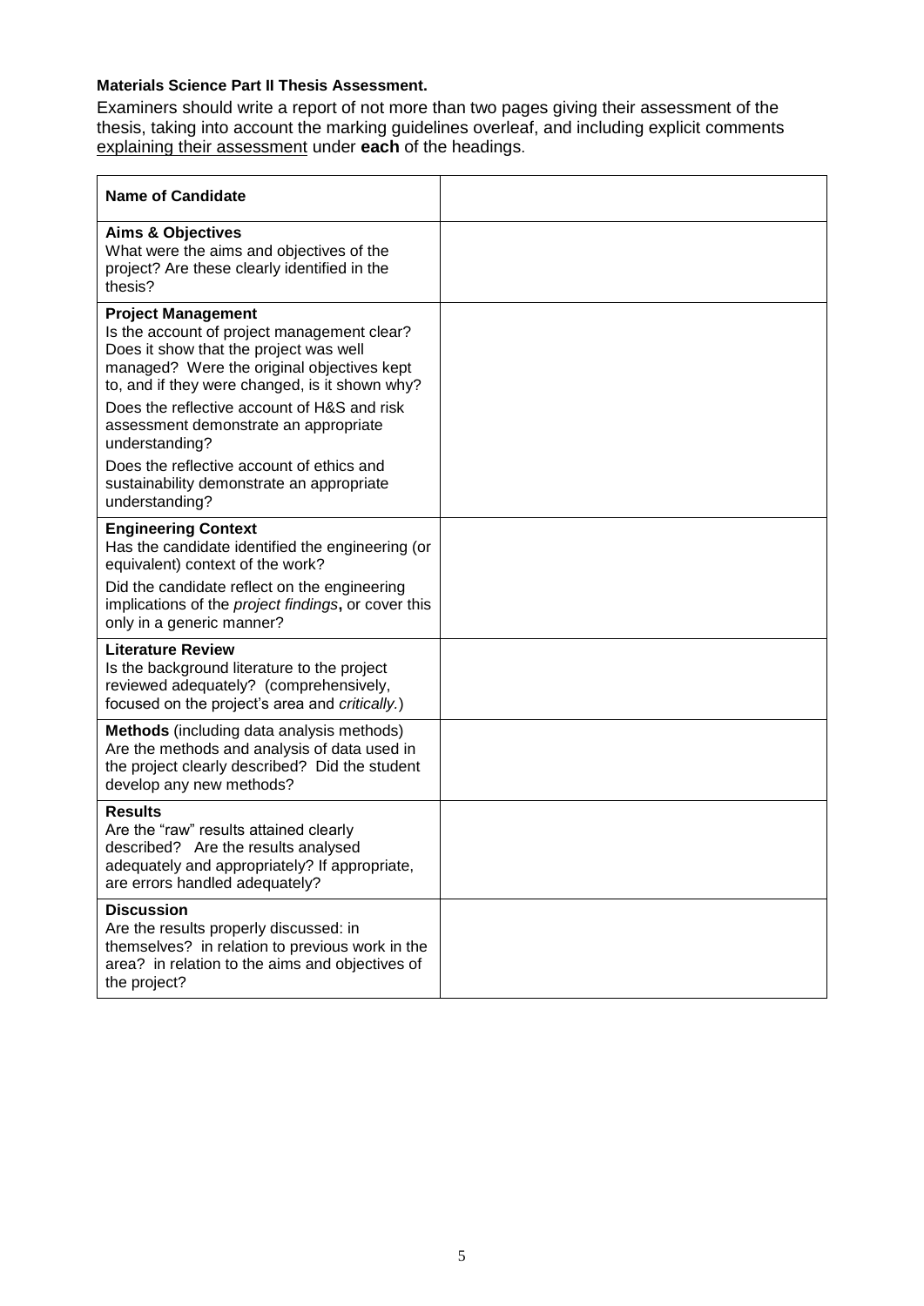**Materials Science Part II Thesis Assessment.**

Examiners should write a report of not more than two pages giving their assessment of the thesis, taking into account the marking guidelines overleaf, and including explicit comments <u>explaining their assessment</u> under **each** of the headings.

| **Name of Candidate** | |
|---|---|
| **Aims & Objectives**<br>What were the aims and objectives of the project? Are these clearly identified in the thesis? | |
| **Project Management**<br>Is the account of project management clear? Does it show that the project was well managed? Were the original objectives kept to, and if they were changed, is it shown why?<br>Does the reflective account of H&S and risk assessment demonstrate an appropriate understanding?<br>Does the reflective account of ethics and sustainability demonstrate an appropriate understanding? | |
| **Engineering Context**<br>Has the candidate identified the engineering (or equivalent) context of the work?<br>Did the candidate reflect on the engineering implications of the *project findings*, or cover this only in a generic manner? | |
| **Literature Review**<br>Is the background literature to the project reviewed adequately? (comprehensively, focused on the project's area and *critically.*) | |
| **Methods** (including data analysis methods)<br>Are the methods and analysis of data used in the project clearly described? Did the student develop any new methods? | |
| **Results**<br>Are the "raw" results attained clearly described? Are the results analysed adequately and appropriately? If appropriate, are errors handled adequately? | |
| **Discussion**<br>Are the results properly discussed: in themselves? in relation to previous work in the area? in relation to the aims and objectives of the project? | |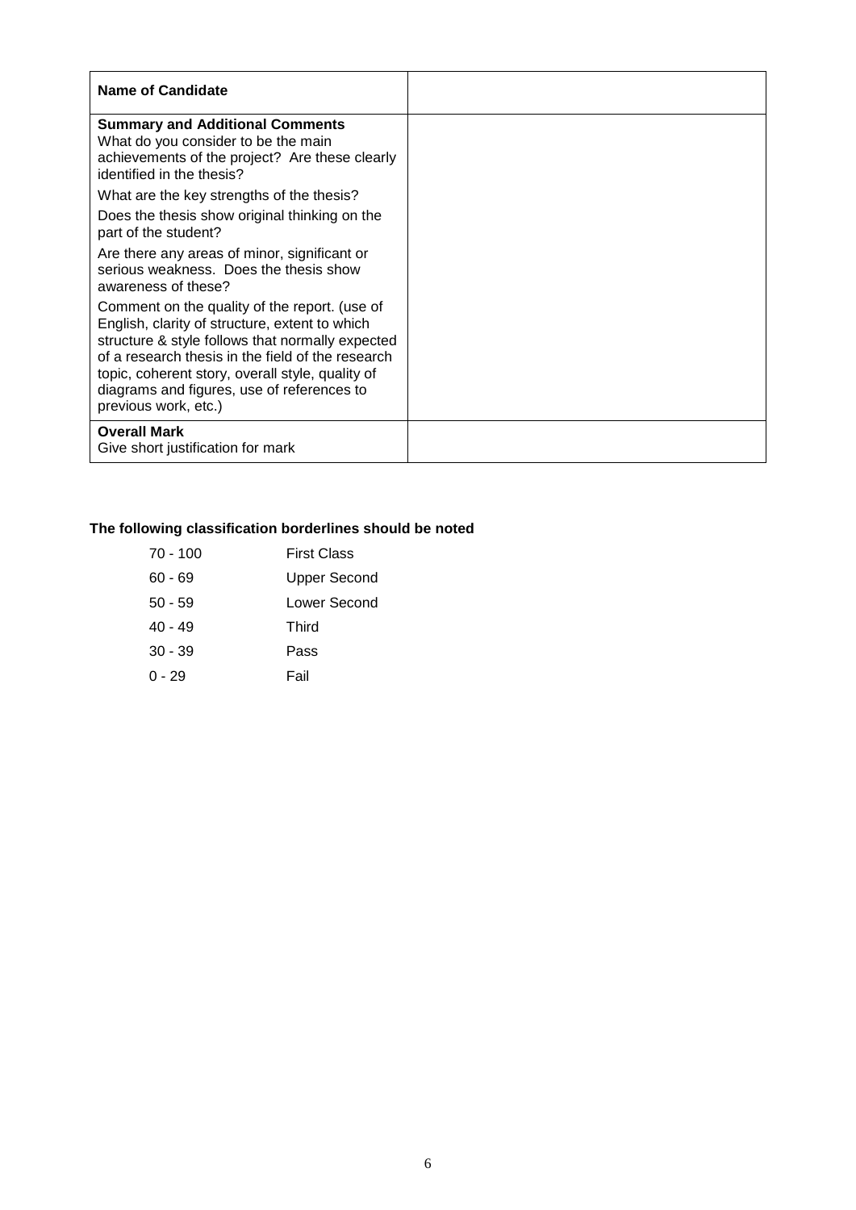| **Name of Candidate** | |
|---|---|
| **Summary and Additional Comments**<br>What do you consider to be the main achievements of the project? Are these clearly identified in the thesis?<br>What are the key strengths of the thesis?<br>Does the thesis show original thinking on the part of the student?<br>Are there any areas of minor, significant or serious weakness. Does the thesis show awareness of these?<br>Comment on the quality of the report. (use of English, clarity of structure, extent to which structure & style follows that normally expected of a research thesis in the field of the research topic, coherent story, overall style, quality of diagrams and figures, use of references to previous work, etc.) | |
| **Overall Mark**<br>Give short justification for mark | |

**The following classification borderlines should be noted**

| | |
|---|---|
| 70 - 100 | First Class |
| 60 - 69 | Upper Second |
| 50 - 59 | Lower Second |
| 40 - 49 | Third |
| 30 - 39 | Pass |
| 0 - 29 | Fail |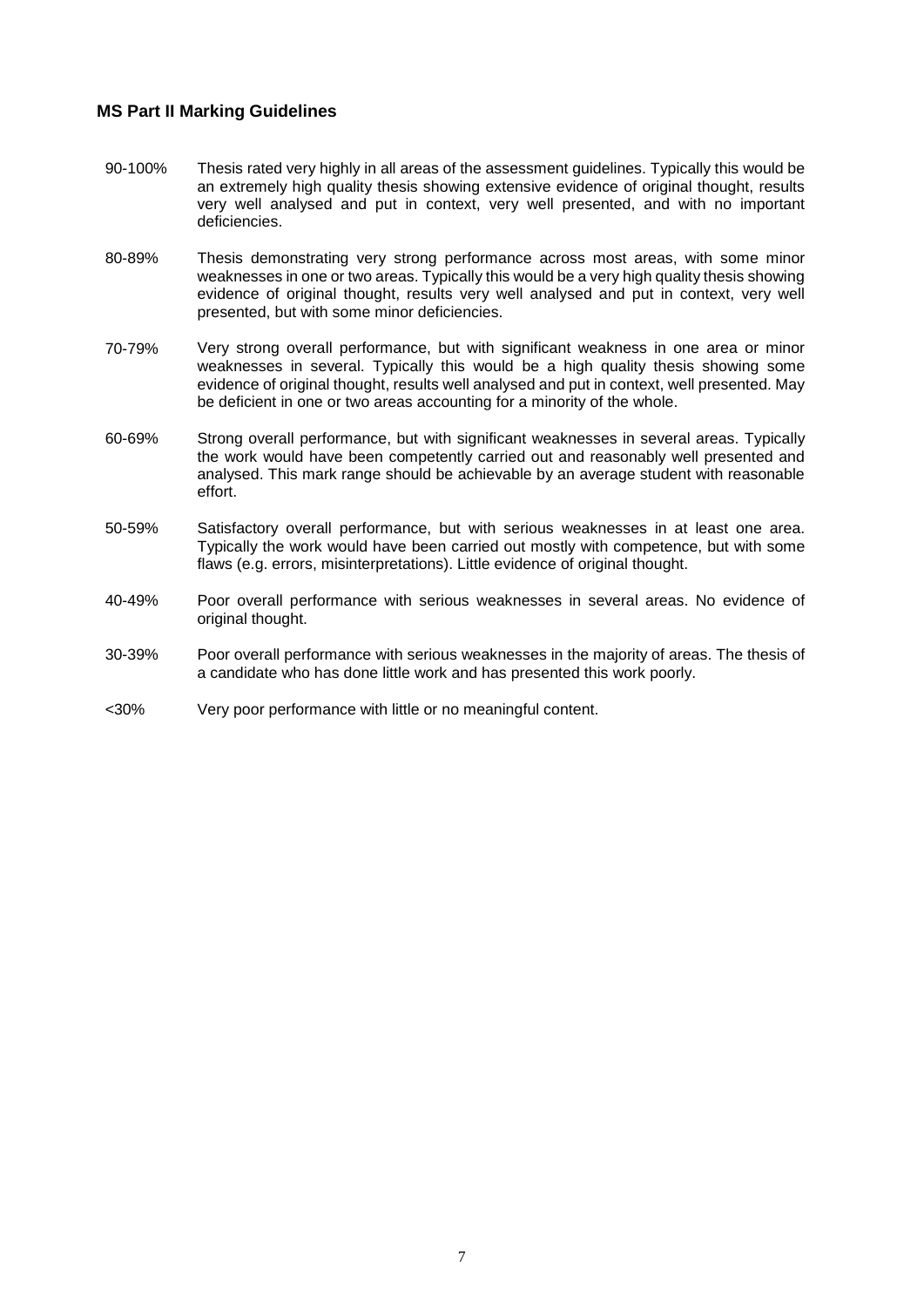### MS Part II Marking Guidelines

| | |
|---|---|
| 90-100% | Thesis rated very highly in all areas of the assessment guidelines. Typically this would be an extremely high quality thesis showing extensive evidence of original thought, results very well analysed and put in context, very well presented, and with no important deficiencies. |
| 80-89% | Thesis demonstrating very strong performance across most areas, with some minor weaknesses in one or two areas. Typically this would be a very high quality thesis showing evidence of original thought, results very well analysed and put in context, very well presented, but with some minor deficiencies. |
| 70-79% | Very strong overall performance, but with significant weakness in one area or minor weaknesses in several. Typically this would be a high quality thesis showing some evidence of original thought, results well analysed and put in context, well presented. May be deficient in one or two areas accounting for a minority of the whole. |
| 60-69% | Strong overall performance, but with significant weaknesses in several areas. Typically the work would have been competently carried out and reasonably well presented and analysed. This mark range should be achievable by an average student with reasonable effort. |
| 50-59% | Satisfactory overall performance, but with serious weaknesses in at least one area. Typically the work would have been carried out mostly with competence, but with some flaws (e.g. errors, misinterpretations). Little evidence of original thought. |
| 40-49% | Poor overall performance with serious weaknesses in several areas. No evidence of original thought. |
| 30-39% | Poor overall performance with serious weaknesses in the majority of areas. The thesis of a candidate who has done little work and has presented this work poorly. |
| <30% | Very poor performance with little or no meaningful content. |